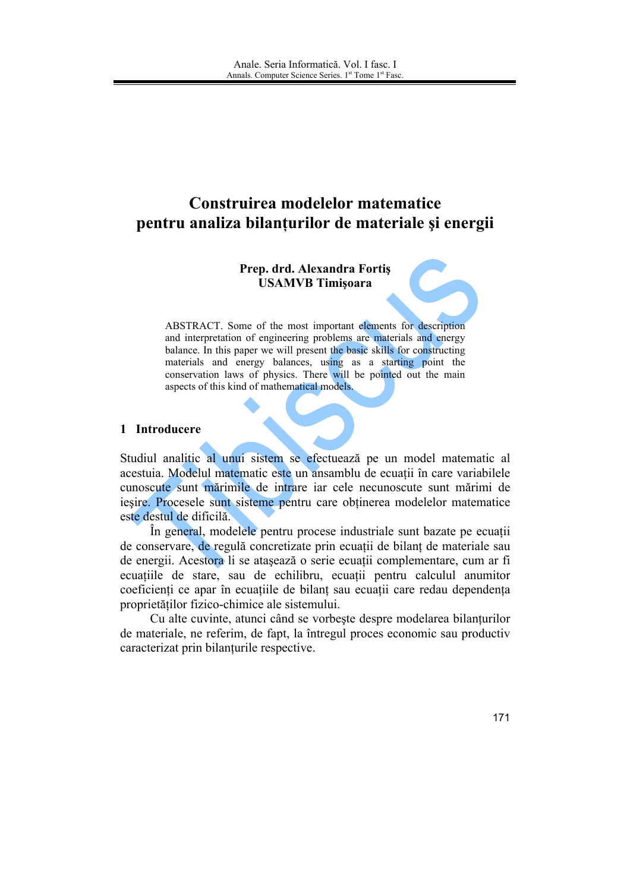# Construirea modelelor matematice pentru analiza bilanțurilor de materiale şi energii

**Prep. drd. Alexandra Fortiş**
**USAMVB Timişoara**

ABSTRACT. Some of the most important elements for description and interpretation of engineering problems are materials and energy balance. In this paper we will present the basic skills for constructing materials and energy balances, using as a starting point the conservation laws of physics. There will be pointed out the main aspects of this kind of mathematical models.

## 1 Introducere

Studiul analitic al unui sistem se efectuează pe un model matematic al acestuia. Modelul matematic este un ansamblu de ecuații în care variabilele cunoscute sunt mărimile de intrare iar cele necunoscute sunt mărimi de ieşire. Procesele sunt sisteme pentru care obținerea modelelor matematice este destul de dificilă.

În general, modelele pentru procese industriale sunt bazate pe ecuații de conservare, de regulă concretizate prin ecuații de bilanț de materiale sau de energii. Acestora li se ataşează o serie ecuații complementare, cum ar fi ecuațiile de stare, sau de echilibru, ecuații pentru calculul anumitor coeficienți ce apar în ecuațiile de bilanț sau ecuații care redau dependența proprietăților fizico-chimice ale sistemului.

Cu alte cuvinte, atunci când se vorbeşte despre modelarea bilanțurilor de materiale, ne referim, de fapt, la întregul proces economic sau productiv caracterizat prin bilanțurile respective.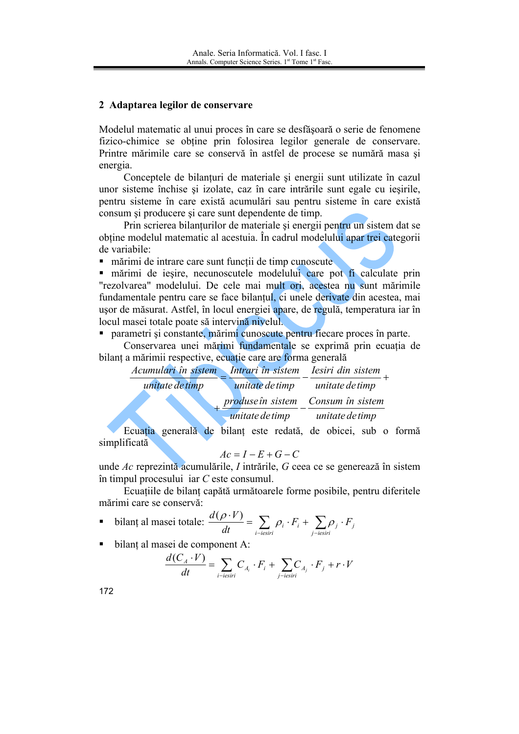## 2 Adaptarea legilor de conservare

Modelul matematic al unui proces în care se desfăşoară o serie de fenomene fizico-chimice se obţine prin folosirea legilor generale de conservare. Printre mărimile care se conservă în astfel de procese se numără masa şi energia.

Conceptele de bilanţuri de materiale şi energii sunt utilizate în cazul unor sisteme închise şi izolate, caz în care intrările sunt egale cu ieşirile, pentru sisteme în care există acumulări sau pentru sisteme în care există consum şi producere şi care sunt dependente de timp.

Prin scrierea bilanţurilor de materiale şi energii pentru un sistem dat se obţine modelul matematic al acestuia. În cadrul modelului apar trei categorii de variabile:

- mărimi de intrare care sunt funcţii de timp cunoscute
- mărimi de ieşire, necunoscutele modelului care pot fi calculate prin "rezolvarea" modelului. De cele mai mult ori, acestea nu sunt mărimile fundamentale pentru care se face bilanţul, ci unele derivate din acestea, mai uşor de măsurat. Astfel, în locul energiei apare, de regulă, temperatura iar în locul masei totale poate să intervină nivelul.
- parametri şi constante, mărimi cunoscute pentru fiecare proces în parte.

Conservarea unei mărimi fundamentale se exprimă prin ecuaţia de bilanţ a mărimii respective, ecuaţie care are forma generală

$$\frac{Acumulari\ \hat{i}n\ sistem}{unitate\ de\ timp} = \frac{Intrari\ \hat{i}n\ sistem}{unitate\ de\ timp} - \frac{Iesiri\ din\ sistem}{unitate\ de\ timp} + \\ + \frac{produse\ \hat{i}n\ sistem}{unitate\ de\ timp} - \frac{Consum\ \hat{i}n\ sistem}{unitate\ de\ timp}$$

Ecuaţia generală de bilanţ este redată, de obicei, sub o formă simplificată

$$Ac = I - E + G - C$$

unde $Ac$ reprezintă acumulările, $I$ intrările, $G$ ceea ce se generează în sistem în timpul procesului iar $C$ este consumul.

Ecuaţiile de bilanţ capătă următoarele forme posibile, pentru diferitele mărimi care se conservă:

- bilanţ al masei totale: $\dfrac{d(\rho \cdot V)}{dt} = \sum\limits_{i-iesiri} \rho_i \cdot F_i + \sum\limits_{j-iesiri} \rho_j \cdot F_j$
- bilanţ al masei de component A:

$$\frac{d(C_A \cdot V)}{dt} = \sum_{i-iesiri} C_{A_i} \cdot F_i + \sum_{j-iesiri} C_{A_j} \cdot F_j + r \cdot V$$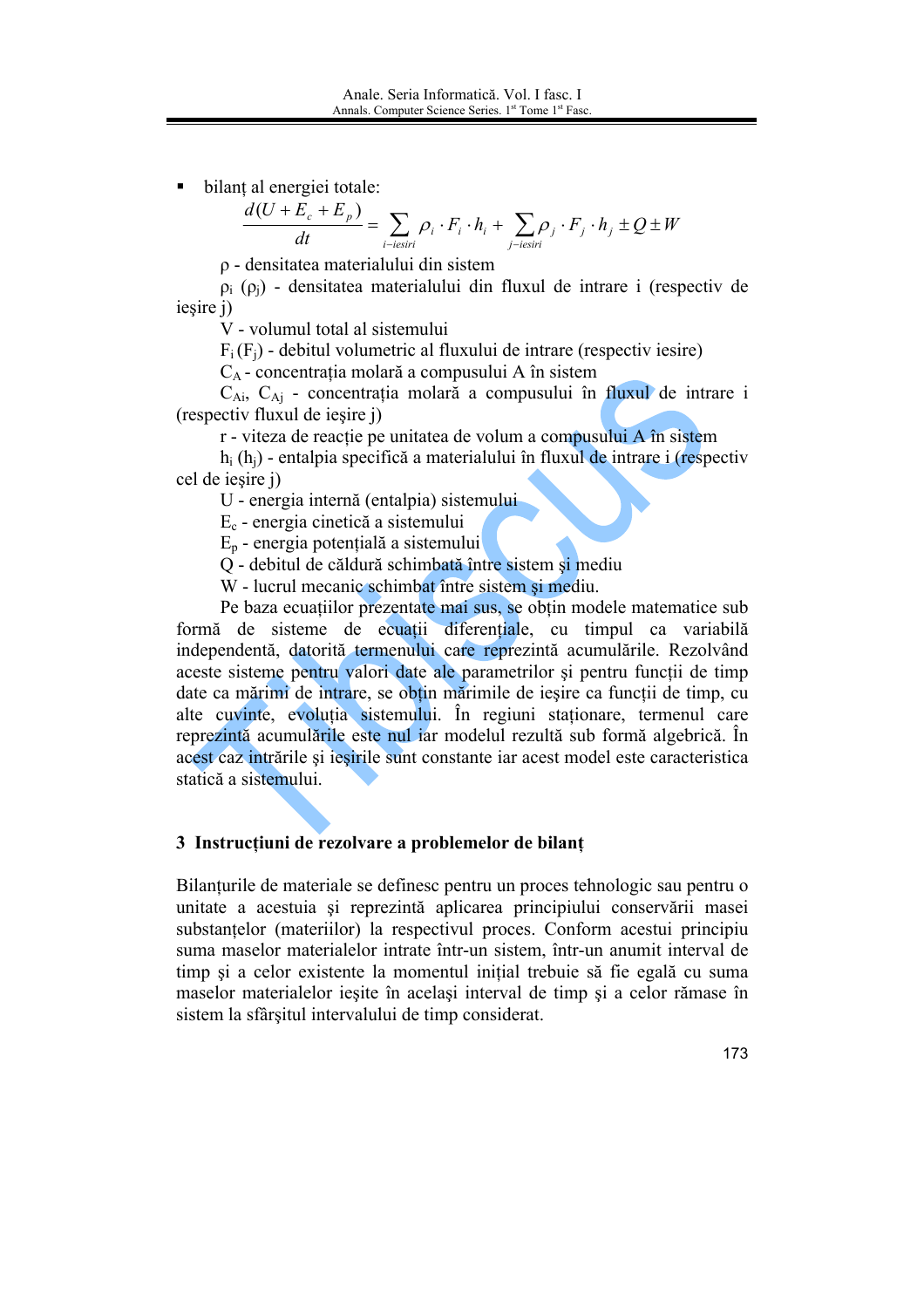- bilanț al energiei totale:

$$\frac{d(U + E_c + E_p)}{dt} = \sum_{i-iesiri} \rho_i \cdot F_i \cdot h_i + \sum_{j-iesiri} \rho_j \cdot F_j \cdot h_j \pm Q \pm W$$

ρ - densitatea materialului din sistem

$\rho_i$ ($\rho_j$) - densitatea materialului din fluxul de intrare i (respectiv de ieşire j)

V - volumul total al sistemului

$F_i$ ($F_j$) - debitul volumetric al fluxului de intrare (respectiv iesire)

$C_A$ - concentrația molară a compusului A în sistem

$C_{Ai}$, $C_{Aj}$ - concentrația molară a compusului în fluxul de intrare i (respectiv fluxul de ieşire j)

r - viteza de reacție pe unitatea de volum a compusului A în sistem

$h_i$ ($h_j$) - entalpia specifică a materialului în fluxul de intrare i (respectiv cel de ieşire j)

U - energia internă (entalpia) sistemului

$E_c$ - energia cinetică a sistemului

$E_p$ - energia potențială a sistemului

Q - debitul de căldură schimbată între sistem şi mediu

W - lucrul mecanic schimbat între sistem şi mediu.

Pe baza ecuațiilor prezentate mai sus, se obțin modele matematice sub formă de sisteme de ecuații diferențiale, cu timpul ca variabilă independentă, datorită termenului care reprezintă acumulările. Rezolvând aceste sisteme pentru valori date ale parametrilor şi pentru funcții de timp date ca mărimi de intrare, se obțin mărimile de ieşire ca funcții de timp, cu alte cuvinte, evoluția sistemului. În regiuni staționare, termenul care reprezintă acumulările este nul iar modelul rezultă sub formă algebrică. În acest caz intrările şi ieşirile sunt constante iar acest model este caracteristica statică a sistemului.

## 3 Instrucțiuni de rezolvare a problemelor de bilanț

Bilanțurile de materiale se definesc pentru un proces tehnologic sau pentru o unitate a acestuia şi reprezintă aplicarea principiului conservării masei substanțelor (materiilor) la respectivul proces. Conform acestui principiu suma maselor materialelor intrate într-un sistem, într-un anumit interval de timp şi a celor existente la momentul inițial trebuie să fie egală cu suma maselor materialelor ieşite în acelaşi interval de timp şi a celor rămase în sistem la sfârşitul intervalului de timp considerat.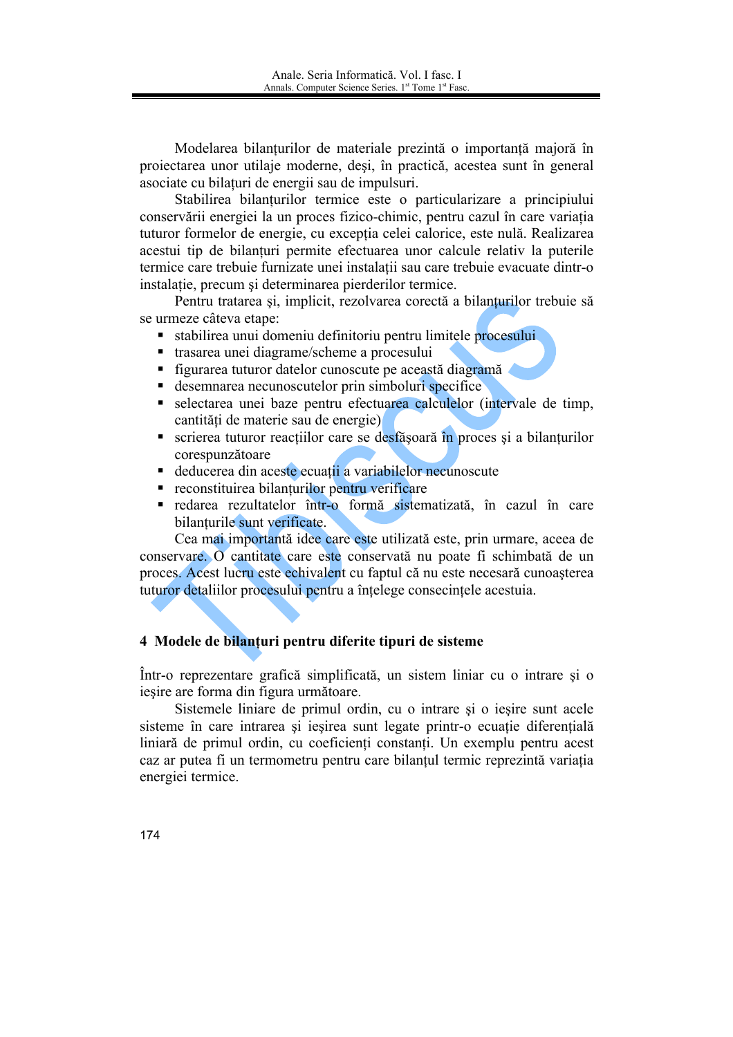Modelarea bilanțurilor de materiale prezintă o importanță majoră în proiectarea unor utilaje moderne, deşi, în practică, acestea sunt în general asociate cu bilațuri de energii sau de impulsuri.

Stabilirea bilanțurilor termice este o particularizare a principiului conservării energiei la un proces fizico-chimic, pentru cazul în care variația tuturor formelor de energie, cu excepția celei calorice, este nulă. Realizarea acestui tip de bilanțuri permite efectuarea unor calcule relativ la puterile termice care trebuie furnizate unei instalații sau care trebuie evacuate dintr-o instalație, precum şi determinarea pierderilor termice.

Pentru tratarea şi, implicit, rezolvarea corectă a bilanțurilor trebuie să se urmeze câteva etape:

- stabilirea unui domeniu definitoriu pentru limitele procesului
- trasarea unei diagrame/scheme a procesului
- figurarea tuturor datelor cunoscute pe această diagramă
- desemnarea necunoscutelor prin simboluri specifice
- selectarea unei baze pentru efectuarea calculelor (intervale de timp, cantități de materie sau de energie)
- scrierea tuturor reacțiilor care se desfăşoară în proces şi a bilanțurilor corespunzătoare
- deducerea din aceste ecuații a variabilelor necunoscute
- reconstituirea bilanțurilor pentru verificare
- redarea rezultatelor într-o formă sistematizată, în cazul în care bilanțurile sunt verificate.

Cea mai importantă idee care este utilizată este, prin urmare, aceea de conservare. O cantitate care este conservată nu poate fi schimbată de un proces. Acest lucru este echivalent cu faptul că nu este necesară cunoaşterea tuturor detaliilor procesului pentru a înțelege consecințele acestuia.

## 4 Modele de bilanțuri pentru diferite tipuri de sisteme

Într-o reprezentare grafică simplificată, un sistem liniar cu o intrare şi o ieşire are forma din figura următoare.

Sistemele liniare de primul ordin, cu o intrare şi o ieşire sunt acele sisteme în care intrarea şi ieşirea sunt legate printr-o ecuație diferențială liniară de primul ordin, cu coeficienți constanți. Un exemplu pentru acest caz ar putea fi un termometru pentru care bilanțul termic reprezintă variația energiei termice.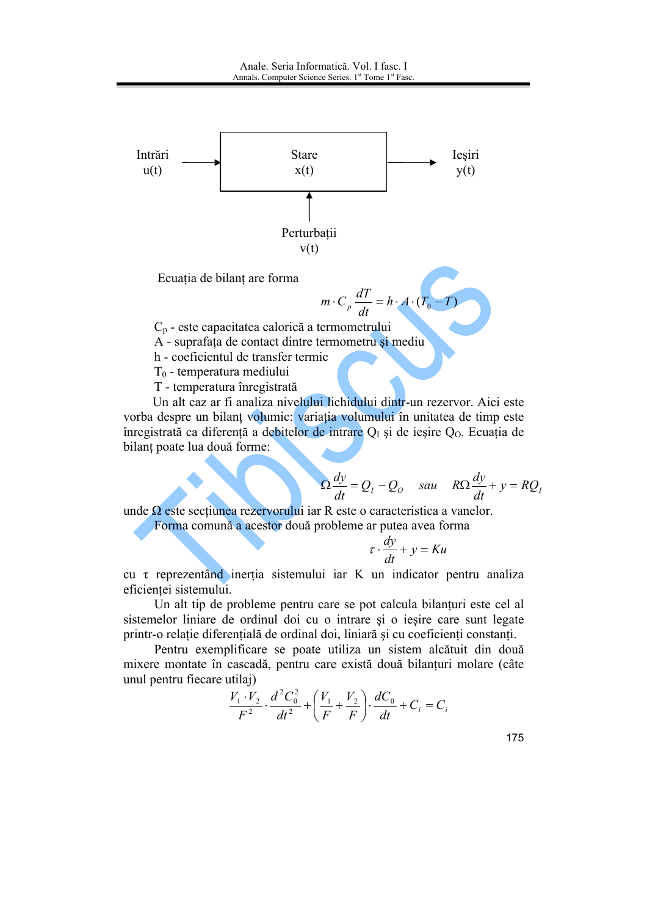Intrări u(t) → Stare x(t) → Ieşiri y(t)

Perturbaţii v(t)

Ecuaţia de bilanţ are forma

$$m \cdot C_p \frac{dT}{dt} = h \cdot A \cdot (T_0 - T)$$

$C_p$ - este capacitatea calorică a termometrului
A - suprafaţa de contact dintre termometru şi mediu
h - coeficientul de transfer termic
$T_0$ - temperatura mediului
T - temperatura înregistrată

Un alt caz ar fi analiza nivelului lichidului dintr-un rezervor. Aici este vorba despre un bilanţ volumic: variaţia volumului în unitatea de timp este înregistrată ca diferenţă a debitelor de intrare $Q_I$ şi de ieşire $Q_O$. Ecuaţia de bilanţ poate lua două forme:

$$\Omega \frac{dy}{dt} = Q_I - Q_O \quad sau \quad R\Omega \frac{dy}{dt} + y = RQ_I$$

unde $\Omega$ este secţiunea rezervorului iar R este o caracteristica a vanelor.

Forma comună a acestor două probleme ar putea avea forma

$$\tau \cdot \frac{dy}{dt} + y = Ku$$

cu $\tau$ reprezentând inerţia sistemului iar K un indicator pentru analiza eficienţei sistemului.

Un alt tip de probleme pentru care se pot calcula bilanţuri este cel al sistemelor liniare de ordinul doi cu o intrare şi o ieşire care sunt legate printr-o relaţie diferenţială de ordinal doi, liniară şi cu coeficienţi constanţi.

Pentru exemplificare se poate utiliza un sistem alcătuit din două mixere montate în cascadă, pentru care există două bilanţuri molare (câte unul pentru fiecare utilaj)

$$\frac{V_1 \cdot V_2}{F^2} \cdot \frac{d^2 C_0^2}{dt^2} + \left( \frac{V_1}{F} + \frac{V_2}{F} \right) \cdot \frac{dC_0}{dt} + C_i = C_i$$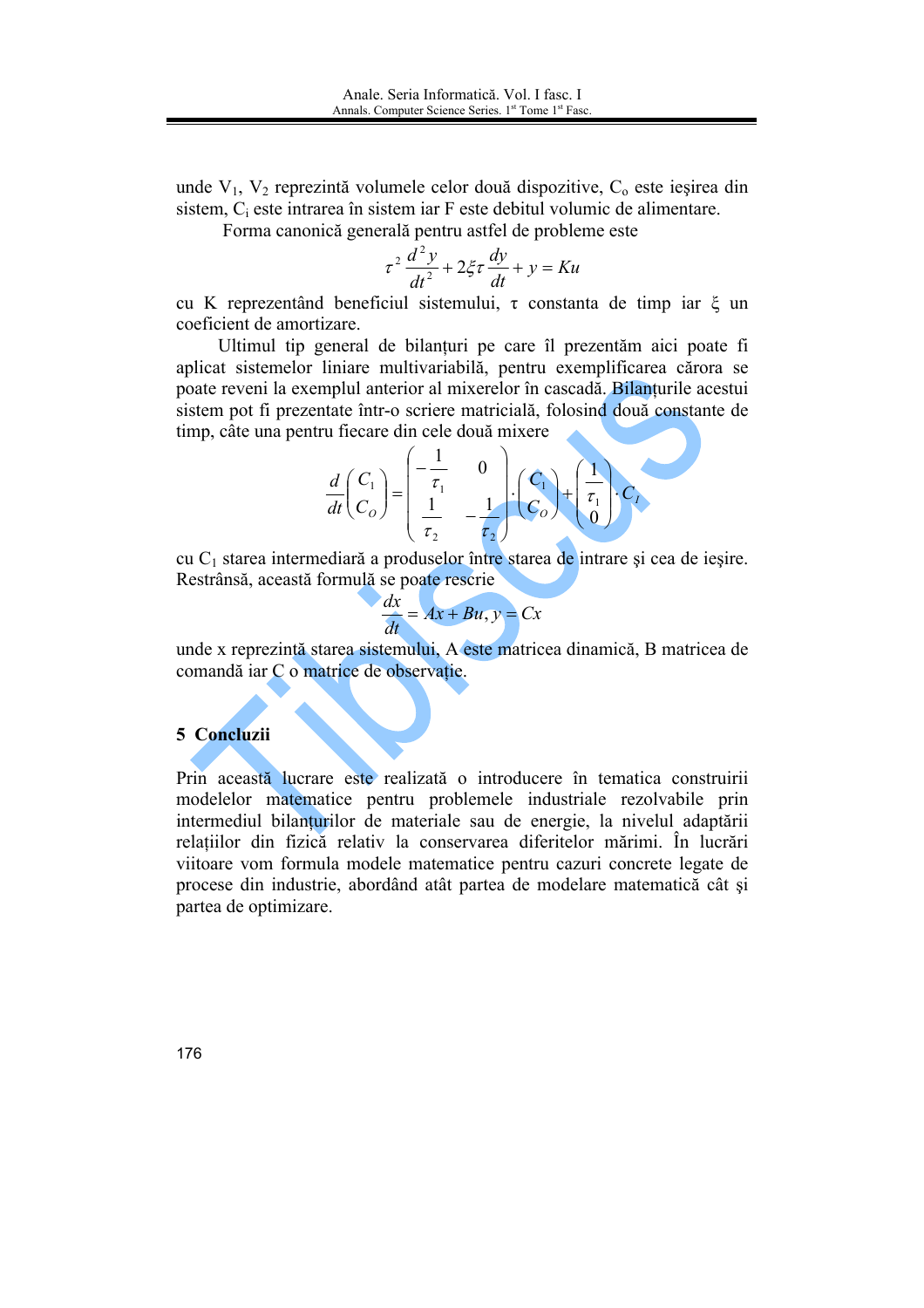unde $V_1$, $V_2$ reprezintă volumele celor două dispozitive, $C_o$ este ieşirea din sistem, $C_i$ este intrarea în sistem iar F este debitul volumic de alimentare.

Forma canonică generală pentru astfel de probleme este

$$\tau^2 \frac{d^2 y}{dt^2} + 2\xi\tau \frac{dy}{dt} + y = Ku$$

cu K reprezentând beneficiul sistemului, τ constanta de timp iar ξ un coeficient de amortizare.

Ultimul tip general de bilanţuri pe care îl prezentăm aici poate fi aplicat sistemelor liniare multivariabilă, pentru exemplificarea cărora se poate reveni la exemplul anterior al mixerelor în cascadă. Bilanţurile acestui sistem pot fi prezentate într-o scriere matricială, folosind două constante de timp, câte una pentru fiecare din cele două mixere

$$\frac{d}{dt}\begin{pmatrix} C_1 \\ C_O \end{pmatrix} = \begin{pmatrix} -\frac{1}{\tau_1} & 0 \\ \frac{1}{\tau_2} & -\frac{1}{\tau_2} \end{pmatrix} \cdot \begin{pmatrix} C_1 \\ C_O \end{pmatrix} + \begin{pmatrix} \frac{1}{\tau_1} \\ 0 \end{pmatrix} \cdot C_I$$

cu $C_1$ starea intermediară a produselor între starea de intrare şi cea de ieşire. Restrânsă, această formulă se poate rescrie

$$\frac{dx}{dt} = Ax + Bu, y = Cx$$

unde x reprezintă starea sistemului, A este matricea dinamică, B matricea de comandă iar C o matrice de observaţie.

## 5 Concluzii

Prin această lucrare este realizată o introducere în tematica construirii modelelor matematice pentru problemele industriale rezolvabile prin intermediul bilanţurilor de materiale sau de energie, la nivelul adaptării relaţiilor din fizică relativ la conservarea diferitelor mărimi. În lucrări viitoare vom formula modele matematice pentru cazuri concrete legate de procese din industrie, abordând atât partea de modelare matematică cât şi partea de optimizare.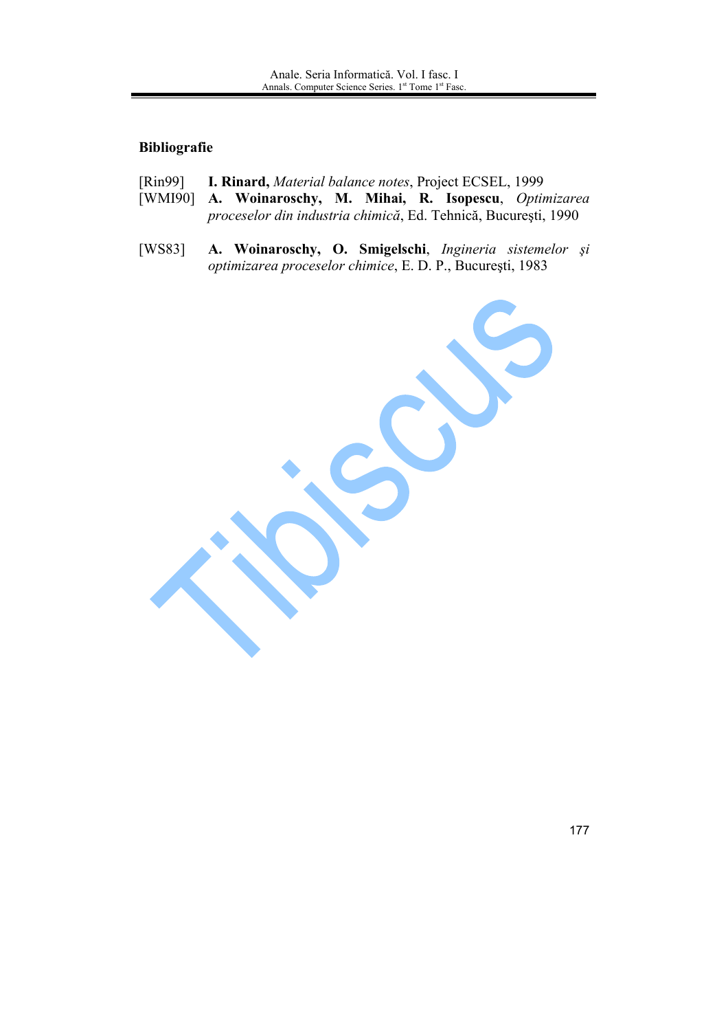## Bibliografie

[Rin99] **I. Rinard,** *Material balance notes*, Project ECSEL, 1999

[WMI90] **A. Woinaroschy, M. Mihai, R. Isopescu**, *Optimizarea proceselor din industria chimică*, Ed. Tehnică, Bucureşti, 1990

[WS83] **A. Woinaroschy, O. Smigelschi**, *Ingineria sistemelor şi optimizarea proceselor chimice*, E. D. P., Bucureşti, 1983